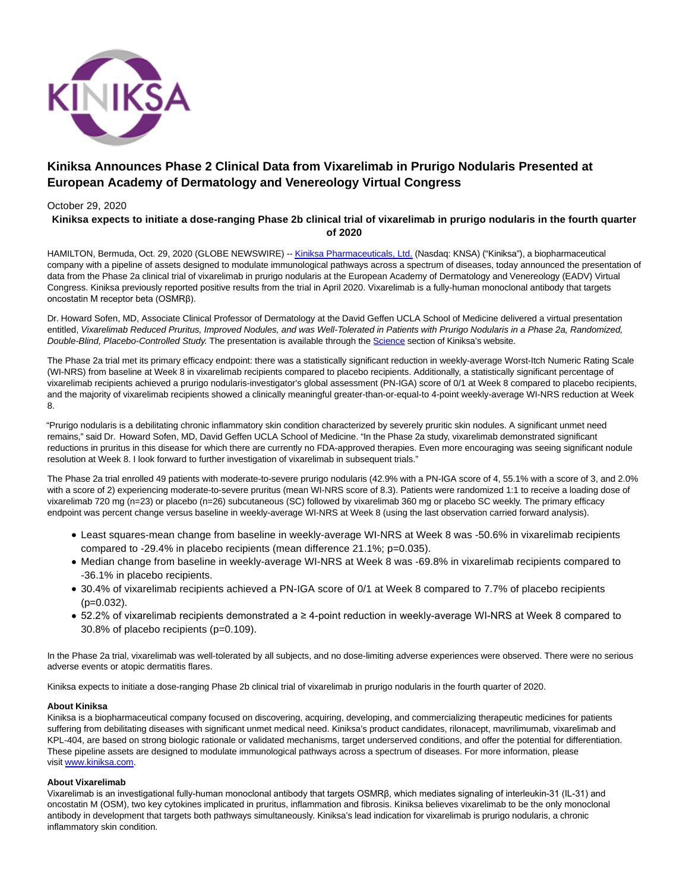# Kiniksa Announces Phase 2 Clinical Data from Vixarelimab in Prurigo Nodularis Presented at European Academy of Dermatology and Venereology Virtual Congress

October 29, 2020

**Kiniksa expects to initiate a dose-ranging Phase 2b clinical trial of vixarelimab in prurigo nodularis in the fourth quarter of 2020**

HAMILTON, Bermuda, Oct. 29, 2020 (GLOBE NEWSWIRE) -- Kiniksa Pharmaceuticals, Ltd. (Nasdaq: KNSA) ("Kiniksa"), a biopharmaceutical company with a pipeline of assets designed to modulate immunological pathways across a spectrum of diseases, today announced the presentation of data from the Phase 2a clinical trial of vixarelimab in prurigo nodularis at the European Academy of Dermatology and Venereology (EADV) Virtual Congress. Kiniksa previously reported positive results from the trial in April 2020. Vixarelimab is a fully-human monoclonal antibody that targets oncostatin M receptor beta (OSMRβ).

Dr. Howard Sofen, MD, Associate Clinical Professor of Dermatology at the David Geffen UCLA School of Medicine delivered a virtual presentation entitled, *Vixarelimab Reduced Pruritus, Improved Nodules, and was Well-Tolerated in Patients with Prurigo Nodularis in a Phase 2a, Randomized, Double-Blind, Placebo-Controlled Study.* The presentation is available through the Science section of Kiniksa's website.

The Phase 2a trial met its primary efficacy endpoint: there was a statistically significant reduction in weekly-average Worst-Itch Numeric Rating Scale (WI-NRS) from baseline at Week 8 in vixarelimab recipients compared to placebo recipients. Additionally, a statistically significant percentage of vixarelimab recipients achieved a prurigo nodularis-investigator's global assessment (PN-IGA) score of 0/1 at Week 8 compared to placebo recipients, and the majority of vixarelimab recipients showed a clinically meaningful greater-than-or-equal-to 4-point weekly-average WI-NRS reduction at Week 8.

"Prurigo nodularis is a debilitating chronic inflammatory skin condition characterized by severely pruritic skin nodules. A significant unmet need remains," said Dr. Howard Sofen, MD, David Geffen UCLA School of Medicine. "In the Phase 2a study, vixarelimab demonstrated significant reductions in pruritus in this disease for which there are currently no FDA-approved therapies. Even more encouraging was seeing significant nodule resolution at Week 8. I look forward to further investigation of vixarelimab in subsequent trials."

The Phase 2a trial enrolled 49 patients with moderate-to-severe prurigo nodularis (42.9% with a PN-IGA score of 4, 55.1% with a score of 3, and 2.0% with a score of 2) experiencing moderate-to-severe pruritus (mean WI-NRS score of 8.3). Patients were randomized 1:1 to receive a loading dose of vixarelimab 720 mg (n=23) or placebo (n=26) subcutaneous (SC) followed by vixarelimab 360 mg or placebo SC weekly. The primary efficacy endpoint was percent change versus baseline in weekly-average WI-NRS at Week 8 (using the last observation carried forward analysis).

- Least squares-mean change from baseline in weekly-average WI-NRS at Week 8 was -50.6% in vixarelimab recipients compared to -29.4% in placebo recipients (mean difference 21.1%; p=0.035).
- Median change from baseline in weekly-average WI-NRS at Week 8 was -69.8% in vixarelimab recipients compared to -36.1% in placebo recipients.
- 30.4% of vixarelimab recipients achieved a PN-IGA score of 0/1 at Week 8 compared to 7.7% of placebo recipients (p=0.032).
- 52.2% of vixarelimab recipients demonstrated a ≥ 4-point reduction in weekly-average WI-NRS at Week 8 compared to 30.8% of placebo recipients (p=0.109).

In the Phase 2a trial, vixarelimab was well-tolerated by all subjects, and no dose-limiting adverse experiences were observed. There were no serious adverse events or atopic dermatitis flares.

Kiniksa expects to initiate a dose-ranging Phase 2b clinical trial of vixarelimab in prurigo nodularis in the fourth quarter of 2020.

**About Kiniksa**
Kiniksa is a biopharmaceutical company focused on discovering, acquiring, developing, and commercializing therapeutic medicines for patients suffering from debilitating diseases with significant unmet medical need. Kiniksa's product candidates, rilonacept, mavrilimumab, vixarelimab and KPL-404, are based on strong biologic rationale or validated mechanisms, target underserved conditions, and offer the potential for differentiation. These pipeline assets are designed to modulate immunological pathways across a spectrum of diseases. For more information, please visit www.kiniksa.com.

**About Vixarelimab**
Vixarelimab is an investigational fully-human monoclonal antibody that targets OSMRβ, which mediates signaling of interleukin-31 (IL-31) and oncostatin M (OSM), two key cytokines implicated in pruritus, inflammation and fibrosis. Kiniksa believes vixarelimab to be the only monoclonal antibody in development that targets both pathways simultaneously. Kiniksa's lead indication for vixarelimab is prurigo nodularis, a chronic inflammatory skin condition.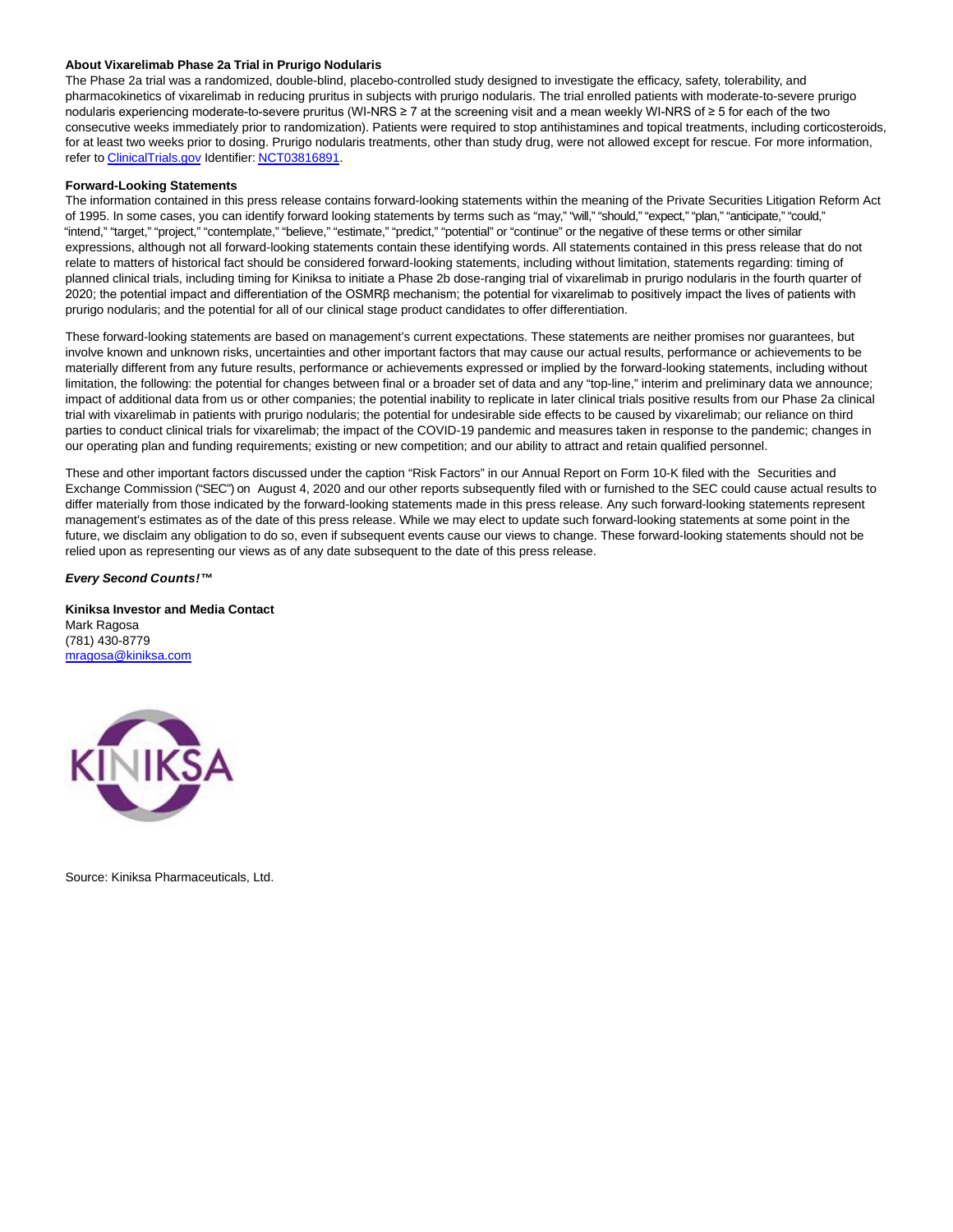**About Vixarelimab Phase 2a Trial in Prurigo Nodularis**

The Phase 2a trial was a randomized, double-blind, placebo-controlled study designed to investigate the efficacy, safety, tolerability, and pharmacokinetics of vixarelimab in reducing pruritus in subjects with prurigo nodularis. The trial enrolled patients with moderate-to-severe prurigo nodularis experiencing moderate-to-severe pruritus (WI-NRS ≥ 7 at the screening visit and a mean weekly WI-NRS of ≥ 5 for each of the two consecutive weeks immediately prior to randomization). Patients were required to stop antihistamines and topical treatments, including corticosteroids, for at least two weeks prior to dosing. Prurigo nodularis treatments, other than study drug, were not allowed except for rescue. For more information, refer to ClinicalTrials.gov Identifier: NCT03816891.

**Forward-Looking Statements**

The information contained in this press release contains forward-looking statements within the meaning of the Private Securities Litigation Reform Act of 1995. In some cases, you can identify forward looking statements by terms such as "may," "will," "should," "expect," "plan," "anticipate," "could," "intend," "target," "project," "contemplate," "believe," "estimate," "predict," "potential" or "continue" or the negative of these terms or other similar expressions, although not all forward-looking statements contain these identifying words. All statements contained in this press release that do not relate to matters of historical fact should be considered forward-looking statements, including without limitation, statements regarding: timing of planned clinical trials, including timing for Kiniksa to initiate a Phase 2b dose-ranging trial of vixarelimab in prurigo nodularis in the fourth quarter of 2020; the potential impact and differentiation of the OSMRβ mechanism; the potential for vixarelimab to positively impact the lives of patients with prurigo nodularis; and the potential for all of our clinical stage product candidates to offer differentiation.

These forward-looking statements are based on management's current expectations. These statements are neither promises nor guarantees, but involve known and unknown risks, uncertainties and other important factors that may cause our actual results, performance or achievements to be materially different from any future results, performance or achievements expressed or implied by the forward-looking statements, including without limitation, the following: the potential for changes between final or a broader set of data and any "top-line," interim and preliminary data we announce; impact of additional data from us or other companies; the potential inability to replicate in later clinical trials positive results from our Phase 2a clinical trial with vixarelimab in patients with prurigo nodularis; the potential for undesirable side effects to be caused by vixarelimab; our reliance on third parties to conduct clinical trials for vixarelimab; the impact of the COVID-19 pandemic and measures taken in response to the pandemic; changes in our operating plan and funding requirements; existing or new competition; and our ability to attract and retain qualified personnel.

These and other important factors discussed under the caption "Risk Factors" in our Annual Report on Form 10-K filed with the Securities and Exchange Commission ("SEC") on August 4, 2020 and our other reports subsequently filed with or furnished to the SEC could cause actual results to differ materially from those indicated by the forward-looking statements made in this press release. Any such forward-looking statements represent management's estimates as of the date of this press release. While we may elect to update such forward-looking statements at some point in the future, we disclaim any obligation to do so, even if subsequent events cause our views to change. These forward-looking statements should not be relied upon as representing our views as of any date subsequent to the date of this press release.

***Every Second Counts!™***

**Kiniksa Investor and Media Contact**
Mark Ragosa
(781) 430-8779
mragosa@kiniksa.com

KINIKSA

Source: Kiniksa Pharmaceuticals, Ltd.